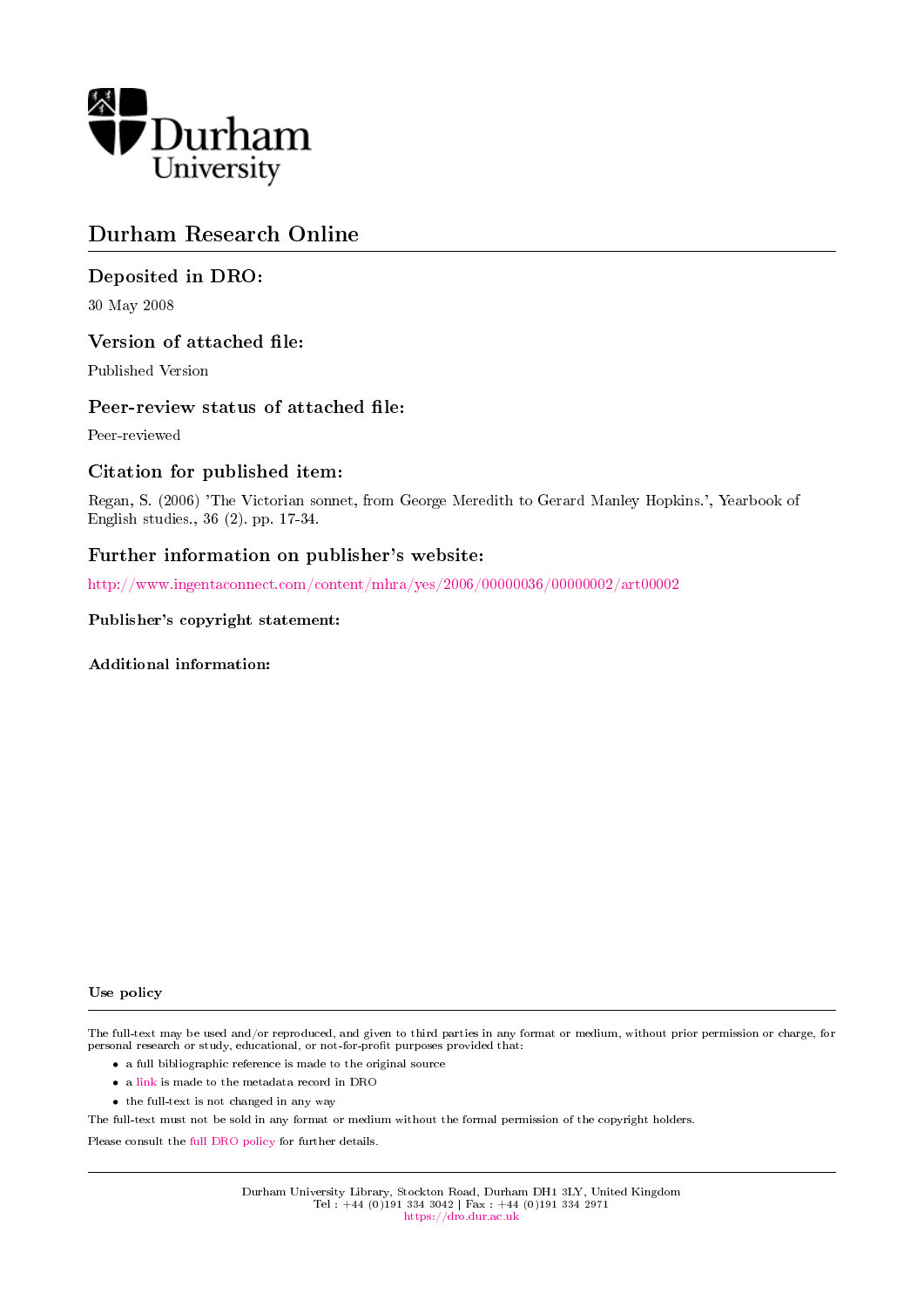Durham University

# Durham Research Online

## Deposited in DRO:

30 May 2008

## Version of attached file:

Published Version

## Peer-review status of attached file:

Peer-reviewed

## Citation for published item:

Regan, S. (2006) 'The Victorian sonnet, from George Meredith to Gerard Manley Hopkins.', Yearbook of English studies., 36 (2). pp. 17-34.

## Further information on publisher's website:

http://www.ingentaconnect.com/content/mhra/yes/2006/00000036/00000002/art00002

### Publisher's copyright statement:

### Additional information:

### Use policy

The full-text may be used and/or reproduced, and given to third parties in any format or medium, without prior permission or charge, for personal research or study, educational, or not-for-profit purposes provided that:

- a full bibliographic reference is made to the original source
- a link is made to the metadata record in DRO
- the full-text is not changed in any way

The full-text must not be sold in any format or medium without the formal permission of the copyright holders.

Please consult the full DRO policy for further details.

Durham University Library, Stockton Road, Durham DH1 3LY, United Kingdom
Tel : +44 (0)191 334 3042 | Fax : +44 (0)191 334 2971
https://dro.dur.ac.uk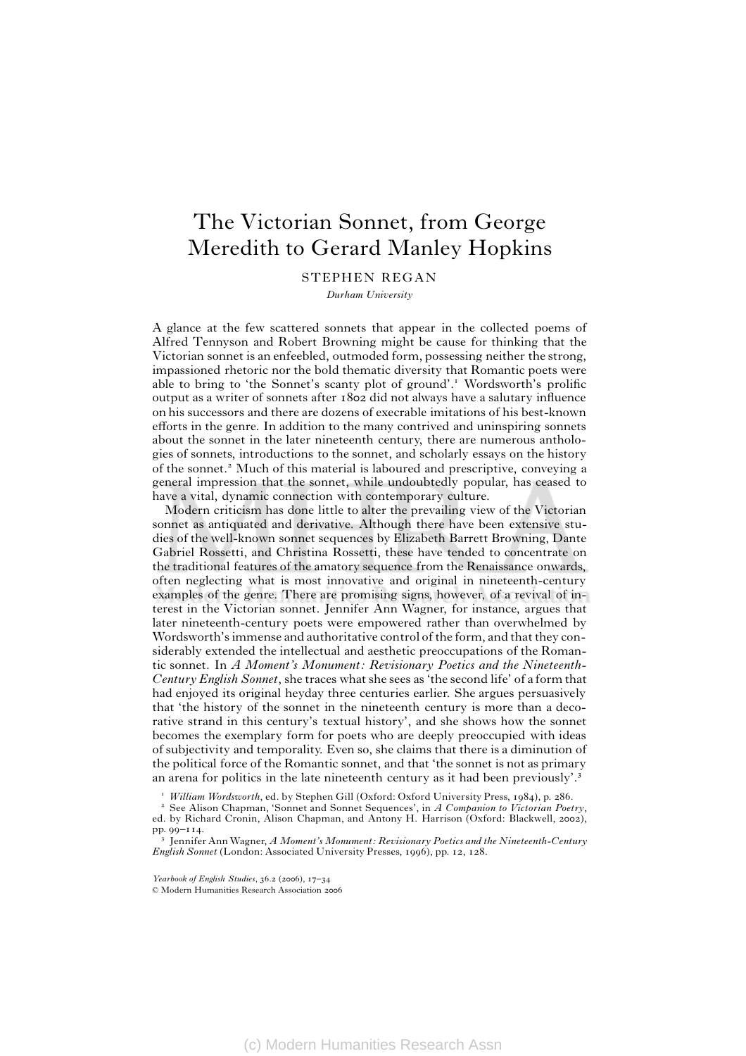# The Victorian Sonnet, from George Meredith to Gerard Manley Hopkins

STEPHEN REGAN

*Durham University*

A glance at the few scattered sonnets that appear in the collected poems of Alfred Tennyson and Robert Browning might be cause for thinking that the Victorian sonnet is an enfeebled, outmoded form, possessing neither the strong, impassioned rhetoric nor the bold thematic diversity that Romantic poets were able to bring to 'the Sonnet's scanty plot of ground'.[1] Wordsworth's prolific output as a writer of sonnets after 1802 did not always have a salutary influence on his successors and there are dozens of execrable imitations of his best-known efforts in the genre. In addition to the many contrived and uninspiring sonnets about the sonnet in the later nineteenth century, there are numerous anthologies of sonnets, introductions to the sonnet, and scholarly essays on the history of the sonnet.[2] Much of this material is laboured and prescriptive, conveying a general impression that the sonnet, while undoubtedly popular, has ceased to have a vital, dynamic connection with contemporary culture.

Modern criticism has done little to alter the prevailing view of the Victorian sonnet as antiquated and derivative. Although there have been extensive studies of the well-known sonnet sequences by Elizabeth Barrett Browning, Dante Gabriel Rossetti, and Christina Rossetti, these have tended to concentrate on the traditional features of the amatory sequence from the Renaissance onwards, often neglecting what is most innovative and original in nineteenth-century examples of the genre. There are promising signs, however, of a revival of interest in the Victorian sonnet. Jennifer Ann Wagner, for instance, argues that later nineteenth-century poets were empowered rather than overwhelmed by Wordsworth's immense and authoritative control of the form, and that they considerably extended the intellectual and aesthetic preoccupations of the Romantic sonnet. In *A Moment's Monument: Revisionary Poetics and the Nineteenth-Century English Sonnet*, she traces what she sees as 'the second life' of a form that had enjoyed its original heyday three centuries earlier. She argues persuasively that 'the history of the sonnet in the nineteenth century is more than a decorative strand in this century's textual history', and she shows how the sonnet becomes the exemplary form for poets who are deeply preoccupied with ideas of subjectivity and temporality. Even so, she claims that there is a diminution of the political force of the Romantic sonnet, and that 'the sonnet is not as primary an arena for politics in the late nineteenth century as it had been previously'.[3]

[1] *William Wordsworth*, ed. by Stephen Gill (Oxford: Oxford University Press, 1984), p. 286.

[2] See Alison Chapman, 'Sonnet and Sonnet Sequences', in *A Companion to Victorian Poetry*, ed. by Richard Cronin, Alison Chapman, and Antony H. Harrison (Oxford: Blackwell, 2002), pp. 99–114.

[3] Jennifer Ann Wagner, *A Moment's Monument: Revisionary Poetics and the Nineteenth-Century English Sonnet* (London: Associated University Presses, 1996), pp. 12, 128.

*Yearbook of English Studies*, 36.2 (2006), 17–34
© Modern Humanities Research Association 2006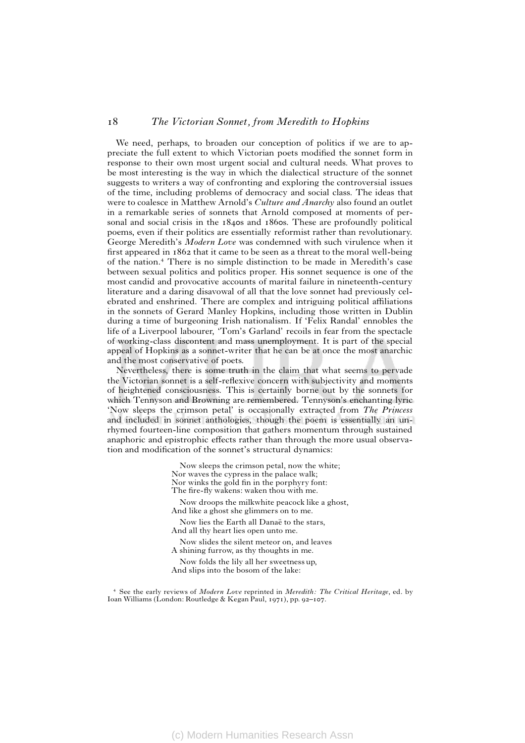We need, perhaps, to broaden our conception of politics if we are to appreciate the full extent to which Victorian poets modified the sonnet form in response to their own most urgent social and cultural needs. What proves to be most interesting is the way in which the dialectical structure of the sonnet suggests to writers a way of confronting and exploring the controversial issues of the time, including problems of democracy and social class. The ideas that were to coalesce in Matthew Arnold's *Culture and Anarchy* also found an outlet in a remarkable series of sonnets that Arnold composed at moments of personal and social crisis in the 1840s and 1860s. These are profoundly political poems, even if their politics are essentially reformist rather than revolutionary. George Meredith's *Modern Love* was condemned with such virulence when it first appeared in 1862 that it came to be seen as a threat to the moral well-being of the nation.[4] There is no simple distinction to be made in Meredith's case between sexual politics and politics proper. His sonnet sequence is one of the most candid and provocative accounts of marital failure in nineteenth-century literature and a daring disavowal of all that the love sonnet had previously celebrated and enshrined. There are complex and intriguing political affiliations in the sonnets of Gerard Manley Hopkins, including those written in Dublin during a time of burgeoning Irish nationalism. If 'Felix Randal' ennobles the life of a Liverpool labourer, 'Tom's Garland' recoils in fear from the spectacle of working-class discontent and mass unemployment. It is part of the special appeal of Hopkins as a sonnet-writer that he can be at once the most anarchic and the most conservative of poets.

Nevertheless, there is some truth in the claim that what seems to pervade the Victorian sonnet is a self-reflexive concern with subjectivity and moments of heightened consciousness. This is certainly borne out by the sonnets for which Tennyson and Browning are remembered. Tennyson's enchanting lyric 'Now sleeps the crimson petal' is occasionally extracted from *The Princess* and included in sonnet anthologies, though the poem is essentially an unrhymed fourteen-line composition that gathers momentum through sustained anaphoric and epistrophic effects rather than through the more usual observation and modification of the sonnet's structural dynamics:

> Now sleeps the crimson petal, now the white;
> Nor waves the cypress in the palace walk;
> Nor winks the gold fin in the porphyry font:
> The fire-fly wakens: waken thou with me.
>
> Now droops the milkwhite peacock like a ghost,
> And like a ghost she glimmers on to me.
>
> Now lies the Earth all Danaë to the stars,
> And all thy heart lies open unto me.
>
> Now slides the silent meteor on, and leaves
> A shining furrow, as thy thoughts in me.
>
> Now folds the lily all her sweetness up,
> And slips into the bosom of the lake:

[4] See the early reviews of *Modern Love* reprinted in *Meredith: The Critical Heritage*, ed. by Ioan Williams (London: Routledge & Kegan Paul, 1971), pp. 92–107.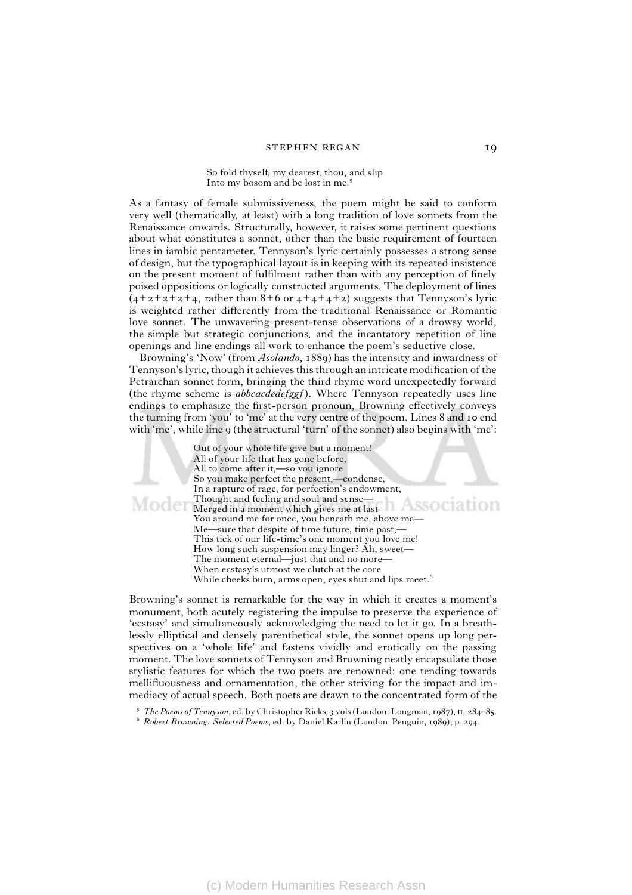> So fold thyself, my dearest, thou, and slip
> Into my bosom and be lost in me.[5]

As a fantasy of female submissiveness, the poem might be said to conform very well (thematically, at least) with a long tradition of love sonnets from the Renaissance onwards. Structurally, however, it raises some pertinent questions about what constitutes a sonnet, other than the basic requirement of fourteen lines in iambic pentameter. Tennyson's lyric certainly possesses a strong sense of design, but the typographical layout is in keeping with its repeated insistence on the present moment of fulfilment rather than with any perception of finely poised oppositions or logically constructed arguments. The deployment of lines (4+2+2+2+4, rather than 8+6 or 4+4+4+2) suggests that Tennyson's lyric is weighted rather differently from the traditional Renaissance or Romantic love sonnet. The unwavering present-tense observations of a drowsy world, the simple but strategic conjunctions, and the incantatory repetition of line openings and line endings all work to enhance the poem's seductive close.

Browning's 'Now' (from *Asolando*, 1889) has the intensity and inwardness of Tennyson's lyric, though it achieves this through an intricate modification of the Petrarchan sonnet form, bringing the third rhyme word unexpectedly forward (the rhyme scheme is *abbcacdedefggf*). Where Tennyson repeatedly uses line endings to emphasize the first-person pronoun, Browning effectively conveys the turning from 'you' to 'me' at the very centre of the poem. Lines 8 and 10 end with 'me', while line 9 (the structural 'turn' of the sonnet) also begins with 'me':

> Out of your whole life give but a moment!
> All of your life that has gone before,
> All to come after it,—so you ignore
> So you make perfect the present,—condense,
> In a rapture of rage, for perfection's endowment,
> Thought and feeling and soul and sense—
> Merged in a moment which gives me at last
> You around me for once, you beneath me, above me—
> Me—sure that despite of time future, time past,—
> This tick of our life-time's one moment you love me!
> How long such suspension may linger? Ah, sweet—
> The moment eternal—just that and no more—
> When ecstasy's utmost we clutch at the core
> While cheeks burn, arms open, eyes shut and lips meet.[6]

Browning's sonnet is remarkable for the way in which it creates a moment's monument, both acutely registering the impulse to preserve the experience of 'ecstasy' and simultaneously acknowledging the need to let it go. In a breathlessly elliptical and densely parenthetical style, the sonnet opens up long perspectives on a 'whole life' and fastens vividly and erotically on the passing moment. The love sonnets of Tennyson and Browning neatly encapsulate those stylistic features for which the two poets are renowned: one tending towards mellifluousness and ornamentation, the other striving for the impact and immediacy of actual speech. Both poets are drawn to the concentrated form of the

[5] *The Poems of Tennyson*, ed. by Christopher Ricks, 3 vols (London: Longman, 1987), II, 284–85.

[6] *Robert Browning: Selected Poems*, ed. by Daniel Karlin (London: Penguin, 1989), p. 294.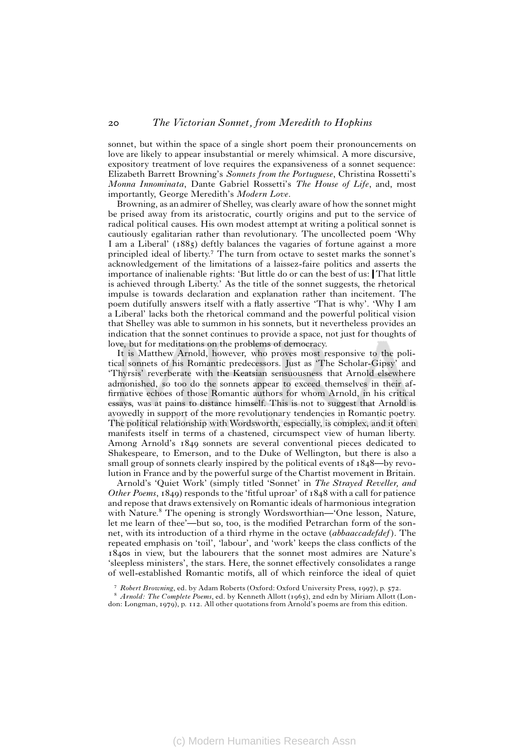sonnet, but within the space of a single short poem their pronouncements on love are likely to appear insubstantial or merely whimsical. A more discursive, expository treatment of love requires the expansiveness of a sonnet sequence: Elizabeth Barrett Browning's *Sonnets from the Portuguese*, Christina Rossetti's *Monna Innominata*, Dante Gabriel Rossetti's *The House of Life*, and, most importantly, George Meredith's *Modern Love*.

Browning, as an admirer of Shelley, was clearly aware of how the sonnet might be prised away from its aristocratic, courtly origins and put to the service of radical political causes. His own modest attempt at writing a political sonnet is cautiously egalitarian rather than revolutionary. The uncollected poem 'Why I am a Liberal' (1885) deftly balances the vagaries of fortune against a more principled ideal of liberty.[7] The turn from octave to sestet marks the sonnet's acknowledgement of the limitations of a laissez-faire politics and asserts the importance of inalienable rights: 'But little do or can the best of us: | That little is achieved through Liberty.' As the title of the sonnet suggests, the rhetorical impulse is towards declaration and explanation rather than incitement. The poem dutifully answers itself with a flatly assertive 'That is why'. 'Why I am a Liberal' lacks both the rhetorical command and the powerful political vision that Shelley was able to summon in his sonnets, but it nevertheless provides an indication that the sonnet continues to provide a space, not just for thoughts of love, but for meditations on the problems of democracy.

It is Matthew Arnold, however, who proves most responsive to the political sonnets of his Romantic predecessors. Just as 'The Scholar-Gipsy' and 'Thyrsis' reverberate with the Keatsian sensuousness that Arnold elsewhere admonished, so too do the sonnets appear to exceed themselves in their affirmative echoes of those Romantic authors for whom Arnold, in his critical essays, was at pains to distance himself. This is not to suggest that Arnold is avowedly in support of the more revolutionary tendencies in Romantic poetry. The political relationship with Wordsworth, especially, is complex, and it often manifests itself in terms of a chastened, circumspect view of human liberty. Among Arnold's 1849 sonnets are several conventional pieces dedicated to Shakespeare, to Emerson, and to the Duke of Wellington, but there is also a small group of sonnets clearly inspired by the political events of 1848—by revolution in France and by the powerful surge of the Chartist movement in Britain.

Arnold's 'Quiet Work' (simply titled 'Sonnet' in *The Strayed Reveller, and Other Poems*, 1849) responds to the 'fitful uproar' of 1848 with a call for patience and repose that draws extensively on Romantic ideals of harmonious integration with Nature.[8] The opening is strongly Wordsworthian—'One lesson, Nature, let me learn of thee'—but so, too, is the modified Petrarchan form of the sonnet, with its introduction of a third rhyme in the octave (*abbaaccadefdef*). The repeated emphasis on 'toil', 'labour', and 'work' keeps the class conflicts of the 1840s in view, but the labourers that the sonnet most admires are Nature's 'sleepless ministers', the stars. Here, the sonnet effectively consolidates a range of well-established Romantic motifs, all of which reinforce the ideal of quiet

[7] *Robert Browning*, ed. by Adam Roberts (Oxford: Oxford University Press, 1997), p. 572.

[8] *Arnold: The Complete Poems*, ed. by Kenneth Allott (1965), 2nd edn by Miriam Allott (London: Longman, 1979), p. 112. All other quotations from Arnold's poems are from this edition.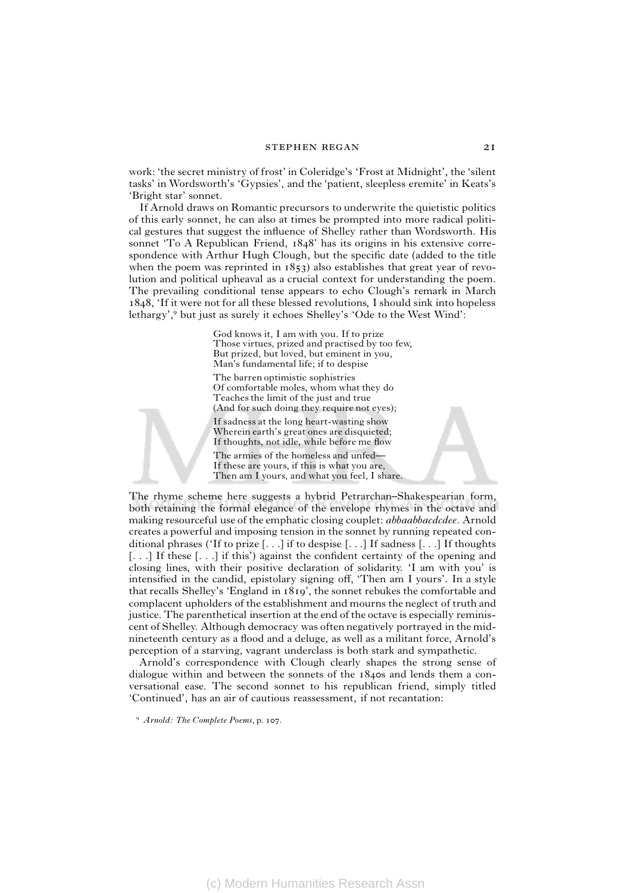work: 'the secret ministry of frost' in Coleridge's 'Frost at Midnight', the 'silent tasks' in Wordsworth's 'Gypsies', and the 'patient, sleepless eremite' in Keats's 'Bright star' sonnet.

If Arnold draws on Romantic precursors to underwrite the quietistic politics of this early sonnet, he can also at times be prompted into more radical political gestures that suggest the influence of Shelley rather than Wordsworth. His sonnet 'To A Republican Friend, 1848' has its origins in his extensive correspondence with Arthur Hugh Clough, but the specific date (added to the title when the poem was reprinted in 1853) also establishes that great year of revolution and political upheaval as a crucial context for understanding the poem. The prevailing conditional tense appears to echo Clough's remark in March 1848, 'If it were not for all these blessed revolutions, I should sink into hopeless lethargy',[9] but just as surely it echoes Shelley's 'Ode to the West Wind':

> God knows it, I am with you. If to prize
> Those virtues, prized and practised by too few,
> But prized, but loved, but eminent in you,
> Man's fundamental life; if to despise
>
> The barren optimistic sophistries
> Of comfortable moles, whom what they do
> Teaches the limit of the just and true
> (And for such doing they require not eyes);
>
> If sadness at the long heart-wasting show
> Wherein earth's great ones are disquieted;
> If thoughts, not idle, while before me flow
>
> The armies of the homeless and unfed—
> If these are yours, if this is what you are,
> Then am I yours, and what you feel, I share.

The rhyme scheme here suggests a hybrid Petrarchan–Shakespearian form, both retaining the formal elegance of the envelope rhymes in the octave and making resourceful use of the emphatic closing couplet: *abbaabbacdcdee*. Arnold creates a powerful and imposing tension in the sonnet by running repeated conditional phrases ('If to prize [. . .] if to despise [. . .] If sadness [. . .] If thoughts [. . .] If these [. . .] if this') against the confident certainty of the opening and closing lines, with their positive declaration of solidarity. 'I am with you' is intensified in the candid, epistolary signing off, 'Then am I yours'. In a style that recalls Shelley's 'England in 1819', the sonnet rebukes the comfortable and complacent upholders of the establishment and mourns the neglect of truth and justice. The parenthetical insertion at the end of the octave is especially reminiscent of Shelley. Although democracy was often negatively portrayed in the mid-nineteenth century as a flood and a deluge, as well as a militant force, Arnold's perception of a starving, vagrant underclass is both stark and sympathetic.

Arnold's correspondence with Clough clearly shapes the strong sense of dialogue within and between the sonnets of the 1840s and lends them a conversational ease. The second sonnet to his republican friend, simply titled 'Continued', has an air of cautious reassessment, if not recantation:

[9] *Arnold: The Complete Poems*, p. 107.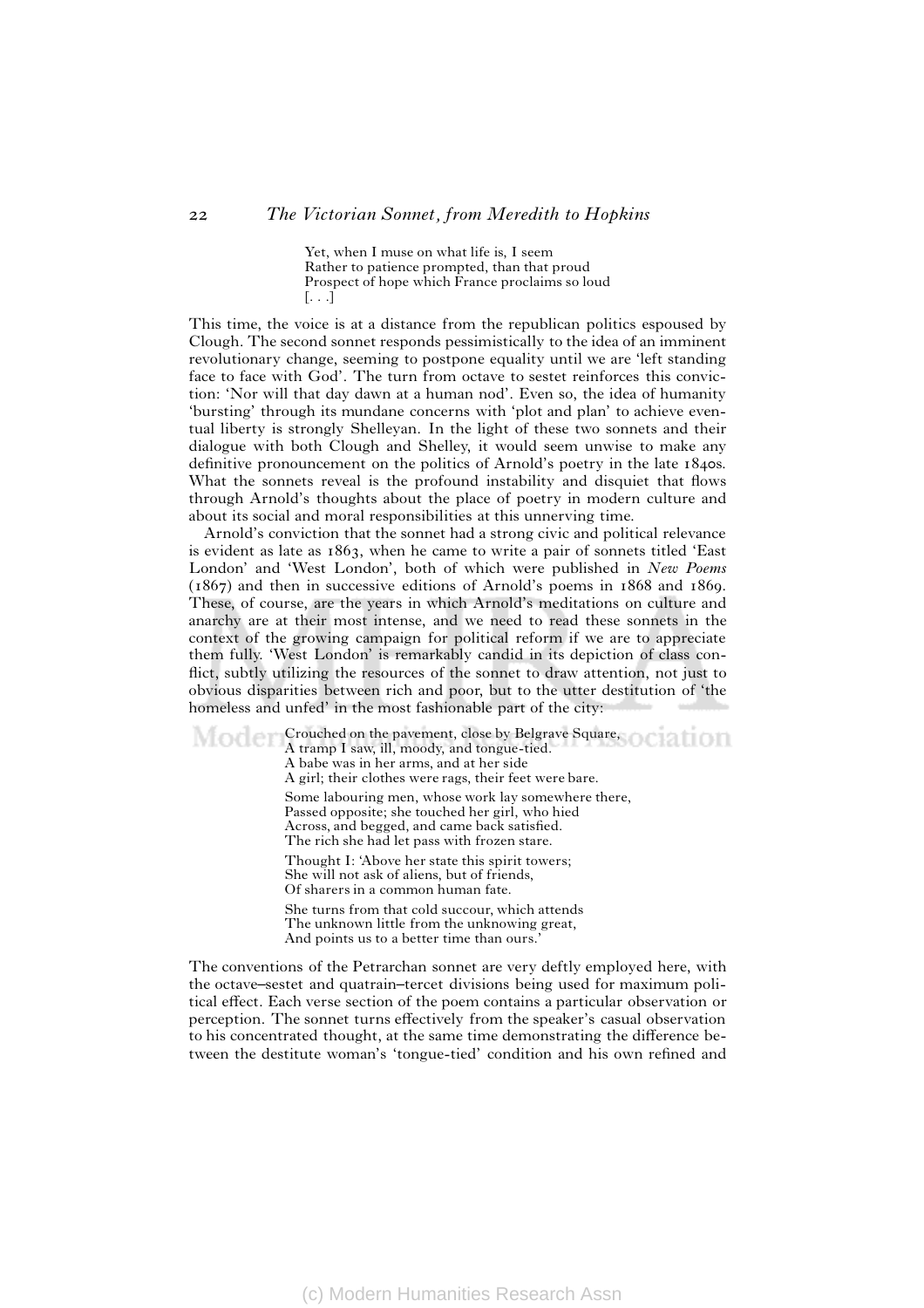> Yet, when I muse on what life is, I seem
> Rather to patience prompted, than that proud
> Prospect of hope which France proclaims so loud
> [. . .]

This time, the voice is at a distance from the republican politics espoused by Clough. The second sonnet responds pessimistically to the idea of an imminent revolutionary change, seeming to postpone equality until we are 'left standing face to face with God'. The turn from octave to sestet reinforces this conviction: 'Nor will that day dawn at a human nod'. Even so, the idea of humanity 'bursting' through its mundane concerns with 'plot and plan' to achieve eventual liberty is strongly Shelleyan. In the light of these two sonnets and their dialogue with both Clough and Shelley, it would seem unwise to make any definitive pronouncement on the politics of Arnold's poetry in the late 1840s. What the sonnets reveal is the profound instability and disquiet that flows through Arnold's thoughts about the place of poetry in modern culture and about its social and moral responsibilities at this unnerving time.

Arnold's conviction that the sonnet had a strong civic and political relevance is evident as late as 1863, when he came to write a pair of sonnets titled 'East London' and 'West London', both of which were published in *New Poems* (1867) and then in successive editions of Arnold's poems in 1868 and 1869. These, of course, are the years in which Arnold's meditations on culture and anarchy are at their most intense, and we need to read these sonnets in the context of the growing campaign for political reform if we are to appreciate them fully. 'West London' is remarkably candid in its depiction of class conflict, subtly utilizing the resources of the sonnet to draw attention, not just to obvious disparities between rich and poor, but to the utter destitution of 'the homeless and unfed' in the most fashionable part of the city:

> Crouched on the pavement, close by Belgrave Square,
> A tramp I saw, ill, moody, and tongue-tied.
> A babe was in her arms, and at her side
> A girl; their clothes were rags, their feet were bare.
>
> Some labouring men, whose work lay somewhere there,
> Passed opposite; she touched her girl, who hied
> Across, and begged, and came back satisfied.
> The rich she had let pass with frozen stare.
>
> Thought I: 'Above her state this spirit towers;
> She will not ask of aliens, but of friends,
> Of sharers in a common human fate.
>
> She turns from that cold succour, which attends
> The unknown little from the unknowing great,
> And points us to a better time than ours.'

The conventions of the Petrarchan sonnet are very deftly employed here, with the octave–sestet and quatrain–tercet divisions being used for maximum political effect. Each verse section of the poem contains a particular observation or perception. The sonnet turns effectively from the speaker's casual observation to his concentrated thought, at the same time demonstrating the difference between the destitute woman's 'tongue-tied' condition and his own refined and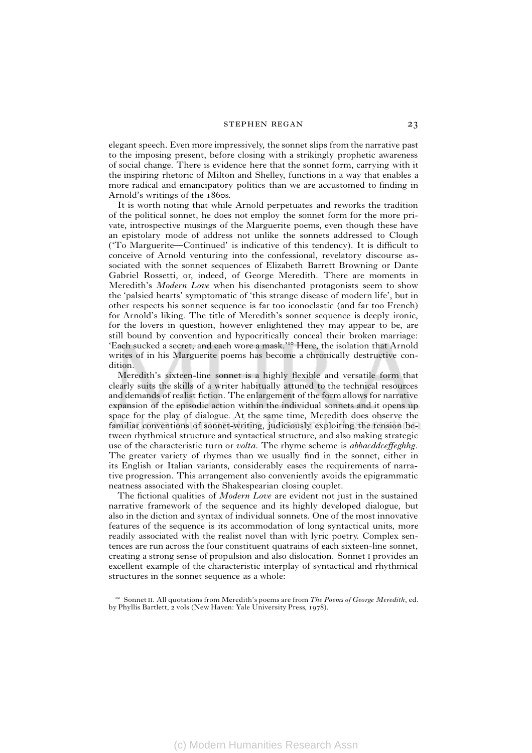elegant speech. Even more impressively, the sonnet slips from the narrative past to the imposing present, before closing with a strikingly prophetic awareness of social change. There is evidence here that the sonnet form, carrying with it the inspiring rhetoric of Milton and Shelley, functions in a way that enables a more radical and emancipatory politics than we are accustomed to finding in Arnold's writings of the 1860s.

It is worth noting that while Arnold perpetuates and reworks the tradition of the political sonnet, he does not employ the sonnet form for the more private, introspective musings of the Marguerite poems, even though these have an epistolary mode of address not unlike the sonnets addressed to Clough ('To Marguerite—Continued' is indicative of this tendency). It is difficult to conceive of Arnold venturing into the confessional, revelatory discourse associated with the sonnet sequences of Elizabeth Barrett Browning or Dante Gabriel Rossetti, or, indeed, of George Meredith. There are moments in Meredith's *Modern Love* when his disenchanted protagonists seem to show the 'palsied hearts' symptomatic of 'this strange disease of modern life', but in other respects his sonnet sequence is far too iconoclastic (and far too French) for Arnold's liking. The title of Meredith's sonnet sequence is deeply ironic, for the lovers in question, however enlightened they may appear to be, are still bound by convention and hypocritically conceal their broken marriage: 'Each sucked a secret, and each wore a mask.'[10] Here, the isolation that Arnold writes of in his Marguerite poems has become a chronically destructive condition.

Meredith's sixteen-line sonnet is a highly flexible and versatile form that clearly suits the skills of a writer habitually attuned to the technical resources and demands of realist fiction. The enlargement of the form allows for narrative expansion of the episodic action within the individual sonnets and it opens up space for the play of dialogue. At the same time, Meredith does observe the familiar conventions of sonnet-writing, judiciously exploiting the tension between rhythmical structure and syntactical structure, and also making strategic use of the characteristic turn or *volta*. The rhyme scheme is *abbacddceffeghhg*. The greater variety of rhymes than we usually find in the sonnet, either in its English or Italian variants, considerably eases the requirements of narrative progression. This arrangement also conveniently avoids the epigrammatic neatness associated with the Shakespearian closing couplet.

The fictional qualities of *Modern Love* are evident not just in the sustained narrative framework of the sequence and its highly developed dialogue, but also in the diction and syntax of individual sonnets. One of the most innovative features of the sequence is its accommodation of long syntactical units, more readily associated with the realist novel than with lyric poetry. Complex sentences are run across the four constituent quatrains of each sixteen-line sonnet, creating a strong sense of propulsion and also dislocation. Sonnet I provides an excellent example of the characteristic interplay of syntactical and rhythmical structures in the sonnet sequence as a whole:

[10] Sonnet II. All quotations from Meredith's poems are from *The Poems of George Meredith*, ed. by Phyllis Bartlett, 2 vols (New Haven: Yale University Press, 1978).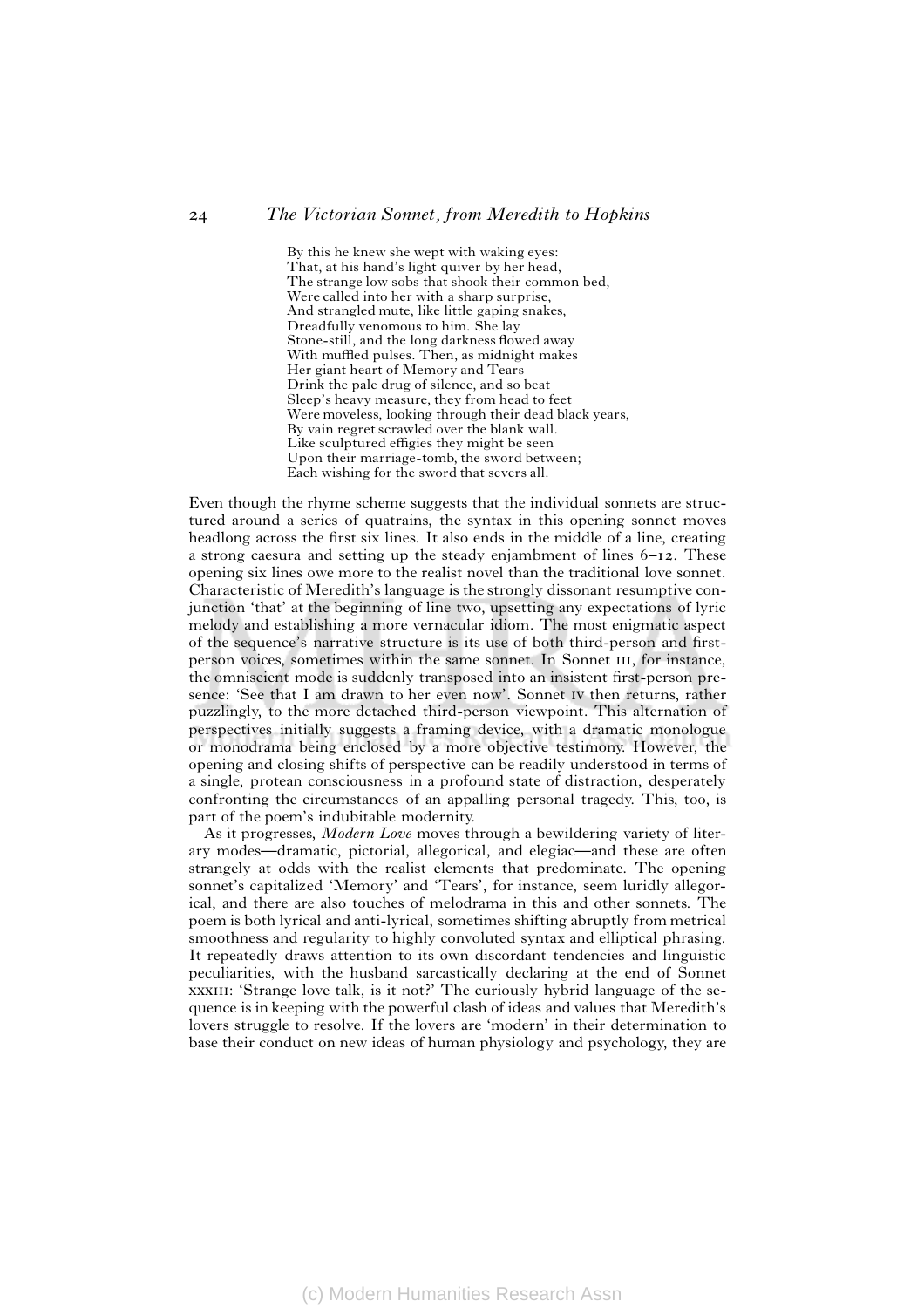By this he knew she wept with waking eyes:  
That, at his hand's light quiver by her head,  
The strange low sobs that shook their common bed,  
Were called into her with a sharp surprise,  
And strangled mute, like little gaping snakes,  
Dreadfully venomous to him. She lay  
Stone-still, and the long darkness flowed away  
With muffled pulses. Then, as midnight makes  
Her giant heart of Memory and Tears  
Drink the pale drug of silence, and so beat  
Sleep's heavy measure, they from head to feet  
Were moveless, looking through their dead black years,  
By vain regret scrawled over the blank wall.  
Like sculptured effigies they might be seen  
Upon their marriage-tomb, the sword between;  
Each wishing for the sword that severs all.

Even though the rhyme scheme suggests that the individual sonnets are structured around a series of quatrains, the syntax in this opening sonnet moves headlong across the first six lines. It also ends in the middle of a line, creating a strong caesura and setting up the steady enjambment of lines 6–12. These opening six lines owe more to the realist novel than the traditional love sonnet. Characteristic of Meredith's language is the strongly dissonant resumptive conjunction 'that' at the beginning of line two, upsetting any expectations of lyric melody and establishing a more vernacular idiom. The most enigmatic aspect of the sequence's narrative structure is its use of both third-person and first-person voices, sometimes within the same sonnet. In Sonnet III, for instance, the omniscient mode is suddenly transposed into an insistent first-person presence: 'See that I am drawn to her even now'. Sonnet IV then returns, rather puzzlingly, to the more detached third-person viewpoint. This alternation of perspectives initially suggests a framing device, with a dramatic monologue or monodrama being enclosed by a more objective testimony. However, the opening and closing shifts of perspective can be readily understood in terms of a single, protean consciousness in a profound state of distraction, desperately confronting the circumstances of an appalling personal tragedy. This, too, is part of the poem's indubitable modernity.

As it progresses, *Modern Love* moves through a bewildering variety of literary modes—dramatic, pictorial, allegorical, and elegiac—and these are often strangely at odds with the realist elements that predominate. The opening sonnet's capitalized 'Memory' and 'Tears', for instance, seem luridly allegorical, and there are also touches of melodrama in this and other sonnets. The poem is both lyrical and anti-lyrical, sometimes shifting abruptly from metrical smoothness and regularity to highly convoluted syntax and elliptical phrasing. It repeatedly draws attention to its own discordant tendencies and linguistic peculiarities, with the husband sarcastically declaring at the end of Sonnet XXXIII: 'Strange love talk, is it not?' The curiously hybrid language of the sequence is in keeping with the powerful clash of ideas and values that Meredith's lovers struggle to resolve. If the lovers are 'modern' in their determination to base their conduct on new ideas of human physiology and psychology, they are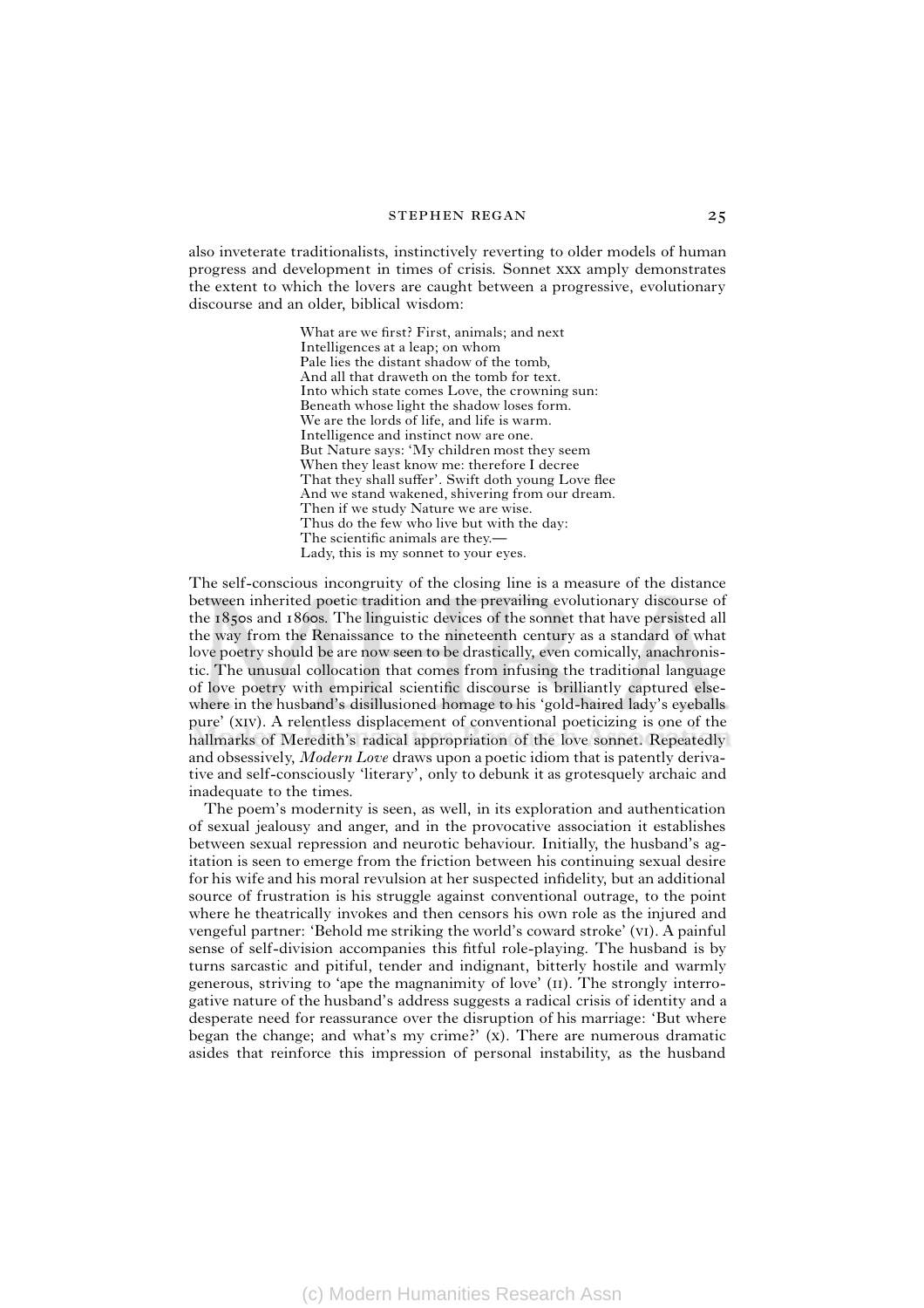also inveterate traditionalists, instinctively reverting to older models of human progress and development in times of crisis. Sonnet XXX amply demonstrates the extent to which the lovers are caught between a progressive, evolutionary discourse and an older, biblical wisdom:

> What are we first? First, animals; and next  
> Intelligences at a leap; on whom  
> Pale lies the distant shadow of the tomb,  
> And all that draweth on the tomb for text.  
> Into which state comes Love, the crowning sun:  
> Beneath whose light the shadow loses form.  
> We are the lords of life, and life is warm.  
> Intelligence and instinct now are one.  
> But Nature says: 'My children most they seem  
> When they least know me: therefore I decree  
> That they shall suffer'. Swift doth young Love flee  
> And we stand wakened, shivering from our dream.  
> Then if we study Nature we are wise.  
> Thus do the few who live but with the day:  
> The scientific animals are they.—  
> Lady, this is my sonnet to your eyes.

The self-conscious incongruity of the closing line is a measure of the distance between inherited poetic tradition and the prevailing evolutionary discourse of the 1850s and 1860s. The linguistic devices of the sonnet that have persisted all the way from the Renaissance to the nineteenth century as a standard of what love poetry should be are now seen to be drastically, even comically, anachronistic. The unusual collocation that comes from infusing the traditional language of love poetry with empirical scientific discourse is brilliantly captured elsewhere in the husband's disillusioned homage to his 'gold-haired lady's eyeballs pure' (XIV). A relentless displacement of conventional poeticizing is one of the hallmarks of Meredith's radical appropriation of the love sonnet. Repeatedly and obsessively, *Modern Love* draws upon a poetic idiom that is patently derivative and self-consciously 'literary', only to debunk it as grotesquely archaic and inadequate to the times.

The poem's modernity is seen, as well, in its exploration and authentication of sexual jealousy and anger, and in the provocative association it establishes between sexual repression and neurotic behaviour. Initially, the husband's agitation is seen to emerge from the friction between his continuing sexual desire for his wife and his moral revulsion at her suspected infidelity, but an additional source of frustration is his struggle against conventional outrage, to the point where he theatrically invokes and then censors his own role as the injured and vengeful partner: 'Behold me striking the world's coward stroke' (VI). A painful sense of self-division accompanies this fitful role-playing. The husband is by turns sarcastic and pitiful, tender and indignant, bitterly hostile and warmly generous, striving to 'ape the magnanimity of love' (II). The strongly interrogative nature of the husband's address suggests a radical crisis of identity and a desperate need for reassurance over the disruption of his marriage: 'But where began the change; and what's my crime?' (X). There are numerous dramatic asides that reinforce this impression of personal instability, as the husband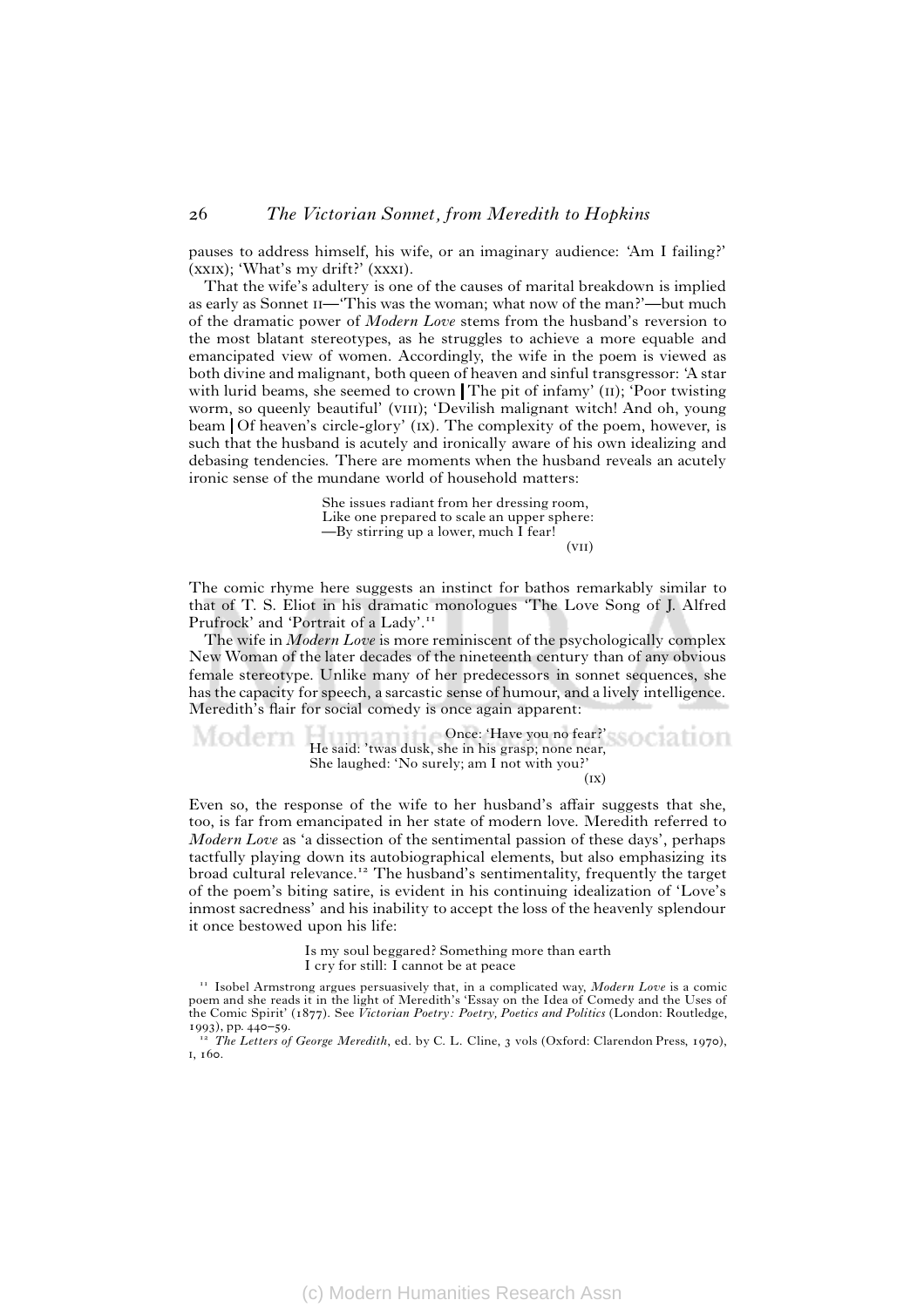pauses to address himself, his wife, or an imaginary audience: 'Am I failing?' (XXIX); 'What's my drift?' (XXXI).

That the wife's adultery is one of the causes of marital breakdown is implied as early as Sonnet II—'This was the woman; what now of the man?'—but much of the dramatic power of *Modern Love* stems from the husband's reversion to the most blatant stereotypes, as he struggles to achieve a more equable and emancipated view of women. Accordingly, the wife in the poem is viewed as both divine and malignant, both queen of heaven and sinful transgressor: 'A star with lurid beams, she seemed to crown | The pit of infamy' (II); 'Poor twisting worm, so queenly beautiful' (VIII); 'Devilish malignant witch! And oh, young beam | Of heaven's circle-glory' (IX). The complexity of the poem, however, is such that the husband is acutely and ironically aware of his own idealizing and debasing tendencies. There are moments when the husband reveals an acutely ironic sense of the mundane world of household matters:

> She issues radiant from her dressing room,
> Like one prepared to scale an upper sphere:
> —By stirring up a lower, much I fear!
>
> (VII)

The comic rhyme here suggests an instinct for bathos remarkably similar to that of T. S. Eliot in his dramatic monologues 'The Love Song of J. Alfred Prufrock' and 'Portrait of a Lady'.[11]

The wife in *Modern Love* is more reminiscent of the psychologically complex New Woman of the later decades of the nineteenth century than of any obvious female stereotype. Unlike many of her predecessors in sonnet sequences, she has the capacity for speech, a sarcastic sense of humour, and a lively intelligence. Meredith's flair for social comedy is once again apparent:

> Once: 'Have you no fear?'
> He said: 'twas dusk, she in his grasp; none near,
> She laughed: 'No surely; am I not with you?'
>
> (IX)

Even so, the response of the wife to her husband's affair suggests that she, too, is far from emancipated in her state of modern love. Meredith referred to *Modern Love* as 'a dissection of the sentimental passion of these days', perhaps tactfully playing down its autobiographical elements, but also emphasizing its broad cultural relevance.[12] The husband's sentimentality, frequently the target of the poem's biting satire, is evident in his continuing idealization of 'Love's inmost sacredness' and his inability to accept the loss of the heavenly splendour it once bestowed upon his life:

> Is my soul beggared? Something more than earth
> I cry for still: I cannot be at peace

[11] Isobel Armstrong argues persuasively that, in a complicated way, *Modern Love* is a comic poem and she reads it in the light of Meredith's 'Essay on the Idea of Comedy and the Uses of the Comic Spirit' (1877). See *Victorian Poetry: Poetry, Poetics and Politics* (London: Routledge, 1993), pp. 440–59.

[12] *The Letters of George Meredith*, ed. by C. L. Cline, 3 vols (Oxford: Clarendon Press, 1970), I, 160.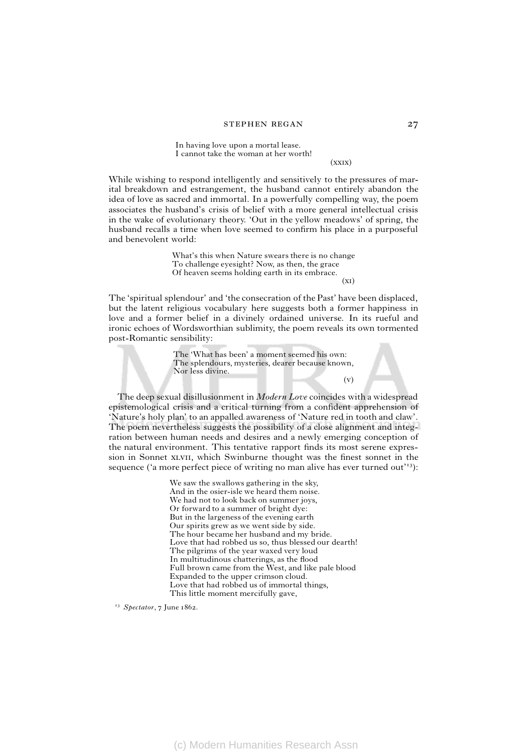In having love upon a mortal lease.  
I cannot take the woman at her worth!

(XXIX)

While wishing to respond intelligently and sensitively to the pressures of marital breakdown and estrangement, the husband cannot entirely abandon the idea of love as sacred and immortal. In a powerfully compelling way, the poem associates the husband's crisis of belief with a more general intellectual crisis in the wake of evolutionary theory. 'Out in the yellow meadows' of spring, the husband recalls a time when love seemed to confirm his place in a purposeful and benevolent world:

> What's this when Nature swears there is no change  
> To challenge eyesight? Now, as then, the grace  
> Of heaven seems holding earth in its embrace.
>
> (XI)

The 'spiritual splendour' and 'the consecration of the Past' have been displaced, but the latent religious vocabulary here suggests both a former happiness in love and a former belief in a divinely ordained universe. In its rueful and ironic echoes of Wordsworthian sublimity, the poem reveals its own tormented post-Romantic sensibility:

> The 'What has been' a moment seemed his own:  
> The splendours, mysteries, dearer because known,  
> Nor less divine.
>
> (V)

The deep sexual disillusionment in *Modern Love* coincides with a widespread epistemological crisis and a critical turning from a confident apprehension of 'Nature's holy plan' to an appalled awareness of 'Nature red in tooth and claw'. The poem nevertheless suggests the possibility of a close alignment and integration between human needs and desires and a newly emerging conception of the natural environment. This tentative rapport finds its most serene expression in Sonnet XLVII, which Swinburne thought was the finest sonnet in the sequence ('a more perfect piece of writing no man alive has ever turned out'[13]):

> We saw the swallows gathering in the sky,  
> And in the osier-isle we heard them noise.  
> We had not to look back on summer joys,  
> Or forward to a summer of bright dye:  
> But in the largeness of the evening earth  
> Our spirits grew as we went side by side.  
> The hour became her husband and my bride.  
> Love that had robbed us so, thus blessed our dearth!  
> The pilgrims of the year waxed very loud  
> In multitudinous chatterings, as the flood  
> Full brown came from the West, and like pale blood  
> Expanded to the upper crimson cloud.  
> Love that had robbed us of immortal things,  
> This little moment mercifully gave,

[13] *Spectator*, 7 June 1862.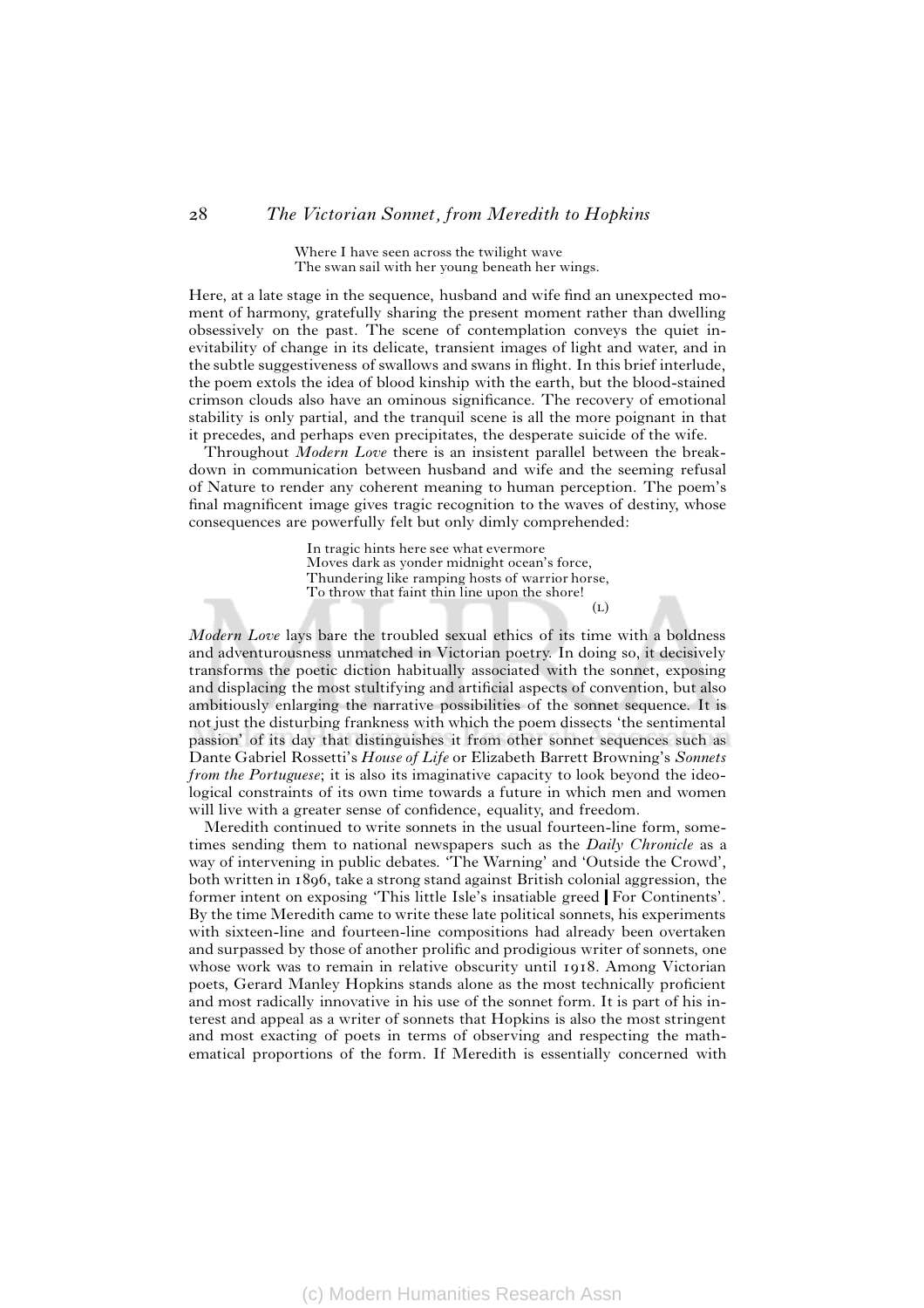> Where I have seen across the twilight wave
> The swan sail with her young beneath her wings.

Here, at a late stage in the sequence, husband and wife find an unexpected moment of harmony, gratefully sharing the present moment rather than dwelling obsessively on the past. The scene of contemplation conveys the quiet inevitability of change in its delicate, transient images of light and water, and in the subtle suggestiveness of swallows and swans in flight. In this brief interlude, the poem extols the idea of blood kinship with the earth, but the blood-stained crimson clouds also have an ominous significance. The recovery of emotional stability is only partial, and the tranquil scene is all the more poignant in that it precedes, and perhaps even precipitates, the desperate suicide of the wife.

Throughout *Modern Love* there is an insistent parallel between the breakdown in communication between husband and wife and the seeming refusal of Nature to render any coherent meaning to human perception. The poem's final magnificent image gives tragic recognition to the waves of destiny, whose consequences are powerfully felt but only dimly comprehended:

> In tragic hints here see what evermore
> Moves dark as yonder midnight ocean's force,
> Thundering like ramping hosts of warrior horse,
> To throw that faint thin line upon the shore!
> (L)

*Modern Love* lays bare the troubled sexual ethics of its time with a boldness and adventurousness unmatched in Victorian poetry. In doing so, it decisively transforms the poetic diction habitually associated with the sonnet, exposing and displacing the most stultifying and artificial aspects of convention, but also ambitiously enlarging the narrative possibilities of the sonnet sequence. It is not just the disturbing frankness with which the poem dissects 'the sentimental passion' of its day that distinguishes it from other sonnet sequences such as Dante Gabriel Rossetti's *House of Life* or Elizabeth Barrett Browning's *Sonnets from the Portuguese*; it is also its imaginative capacity to look beyond the ideological constraints of its own time towards a future in which men and women will live with a greater sense of confidence, equality, and freedom.

Meredith continued to write sonnets in the usual fourteen-line form, sometimes sending them to national newspapers such as the *Daily Chronicle* as a way of intervening in public debates. 'The Warning' and 'Outside the Crowd', both written in 1896, take a strong stand against British colonial aggression, the former intent on exposing 'This little Isle's insatiable greed | For Continents'. By the time Meredith came to write these late political sonnets, his experiments with sixteen-line and fourteen-line compositions had already been overtaken and surpassed by those of another prolific and prodigious writer of sonnets, one whose work was to remain in relative obscurity until 1918. Among Victorian poets, Gerard Manley Hopkins stands alone as the most technically proficient and most radically innovative in his use of the sonnet form. It is part of his interest and appeal as a writer of sonnets that Hopkins is also the most stringent and most exacting of poets in terms of observing and respecting the mathematical proportions of the form. If Meredith is essentially concerned with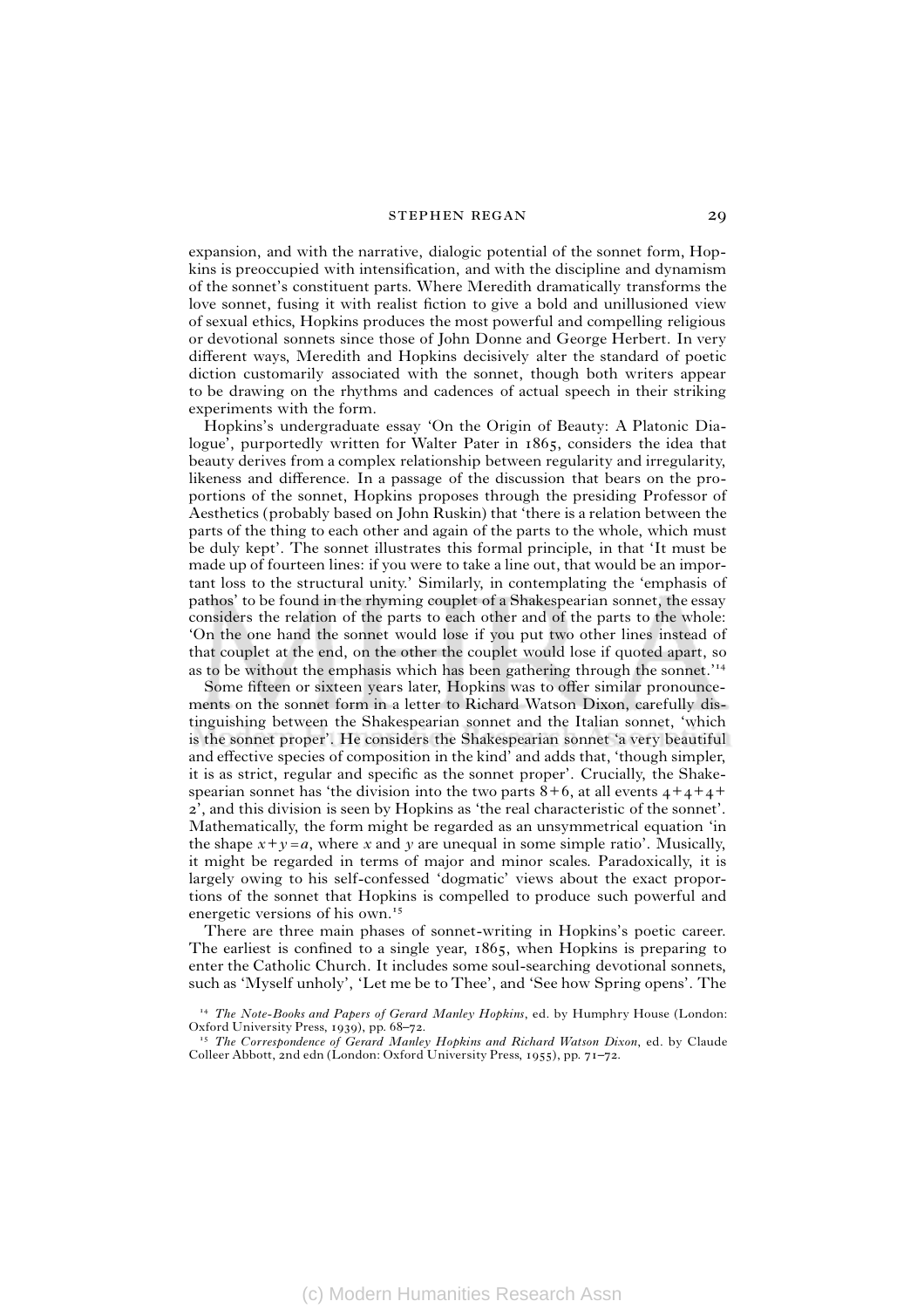expansion, and with the narrative, dialogic potential of the sonnet form, Hopkins is preoccupied with intensification, and with the discipline and dynamism of the sonnet's constituent parts. Where Meredith dramatically transforms the love sonnet, fusing it with realist fiction to give a bold and unillusioned view of sexual ethics, Hopkins produces the most powerful and compelling religious or devotional sonnets since those of John Donne and George Herbert. In very different ways, Meredith and Hopkins decisively alter the standard of poetic diction customarily associated with the sonnet, though both writers appear to be drawing on the rhythms and cadences of actual speech in their striking experiments with the form.

Hopkins's undergraduate essay 'On the Origin of Beauty: A Platonic Dialogue', purportedly written for Walter Pater in 1865, considers the idea that beauty derives from a complex relationship between regularity and irregularity, likeness and difference. In a passage of the discussion that bears on the proportions of the sonnet, Hopkins proposes through the presiding Professor of Aesthetics (probably based on John Ruskin) that 'there is a relation between the parts of the thing to each other and again of the parts to the whole, which must be duly kept'. The sonnet illustrates this formal principle, in that 'It must be made up of fourteen lines: if you were to take a line out, that would be an important loss to the structural unity.' Similarly, in contemplating the 'emphasis of pathos' to be found in the rhyming couplet of a Shakespearian sonnet, the essay considers the relation of the parts to each other and of the parts to the whole: 'On the one hand the sonnet would lose if you put two other lines instead of that couplet at the end, on the other the couplet would lose if quoted apart, so as to be without the emphasis which has been gathering through the sonnet.'[14]

Some fifteen or sixteen years later, Hopkins was to offer similar pronouncements on the sonnet form in a letter to Richard Watson Dixon, carefully distinguishing between the Shakespearian sonnet and the Italian sonnet, 'which is the sonnet proper'. He considers the Shakespearian sonnet 'a very beautiful and effective species of composition in the kind' and adds that, 'though simpler, it is as strict, regular and specific as the sonnet proper'. Crucially, the Shakespearian sonnet has 'the division into the two parts 8+6, at all events 4+4+4+2', and this division is seen by Hopkins as 'the real characteristic of the sonnet'. Mathematically, the form might be regarded as an unsymmetrical equation 'in the shape $x+y=a$, where $x$ and $y$ are unequal in some simple ratio'. Musically, it might be regarded in terms of major and minor scales. Paradoxically, it is largely owing to his self-confessed 'dogmatic' views about the exact proportions of the sonnet that Hopkins is compelled to produce such powerful and energetic versions of his own.[15]

There are three main phases of sonnet-writing in Hopkins's poetic career. The earliest is confined to a single year, 1865, when Hopkins is preparing to enter the Catholic Church. It includes some soul-searching devotional sonnets, such as 'Myself unholy', 'Let me be to Thee', and 'See how Spring opens'. The

[14] *The Note-Books and Papers of Gerard Manley Hopkins*, ed. by Humphry House (London: Oxford University Press, 1939), pp. 68–72.

[15] *The Correspondence of Gerard Manley Hopkins and Richard Watson Dixon*, ed. by Claude Colleer Abbott, 2nd edn (London: Oxford University Press, 1955), pp. 71–72.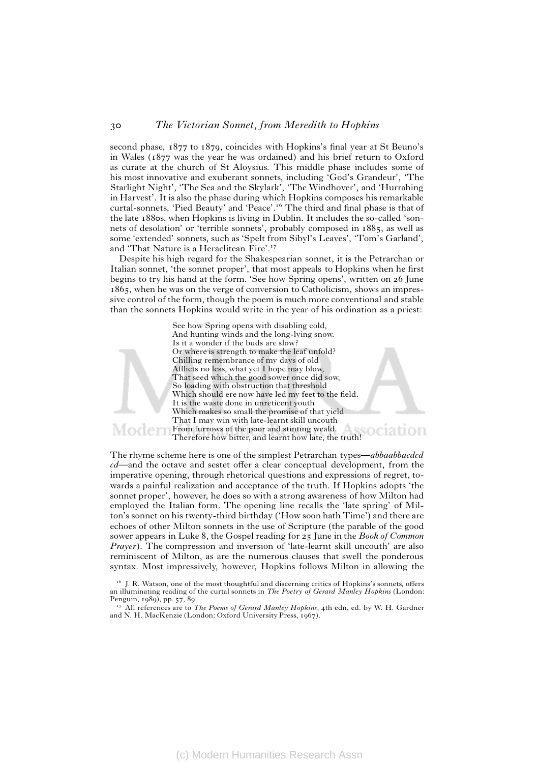second phase, 1877 to 1879, coincides with Hopkins's final year at St Beuno's in Wales (1877 was the year he was ordained) and his brief return to Oxford as curate at the church of St Aloysius. This middle phase includes some of his most innovative and exuberant sonnets, including 'God's Grandeur', 'The Starlight Night', 'The Sea and the Skylark', 'The Windhover', and 'Hurrahing in Harvest'. It is also the phase during which Hopkins composes his remarkable curtal-sonnets, 'Pied Beauty' and 'Peace'.[16] The third and final phase is that of the late 1880s, when Hopkins is living in Dublin. It includes the so-called 'sonnets of desolation' or 'terrible sonnets', probably composed in 1885, as well as some 'extended' sonnets, such as 'Spelt from Sibyl's Leaves', 'Tom's Garland', and 'That Nature is a Heraclitean Fire'.[17]

Despite his high regard for the Shakespearian sonnet, it is the Petrarchan or Italian sonnet, 'the sonnet proper', that most appeals to Hopkins when he first begins to try his hand at the form. 'See how Spring opens', written on 26 June 1865, when he was on the verge of conversion to Catholicism, shows an impressive control of the form, though the poem is much more conventional and stable than the sonnets Hopkins would write in the year of his ordination as a priest:

> See how Spring opens with disabling cold,  
> And hunting winds and the long-lying snow.  
> Is it a wonder if the buds are slow?  
> Or where is strength to make the leaf unfold?  
> Chilling remembrance of my days of old  
> Afflicts no less, what yet I hope may blow,  
> That seed which the good sower once did sow,  
> So loading with obstruction that threshold  
> Which should ere now have led my feet to the field.  
> It is the waste done in unreticent youth  
> Which makes so small the promise of that yield  
> That I may win with late-learnt skill uncouth  
> From furrows of the poor and stinting weald.  
> Therefore how bitter, and learnt how late, the truth!

The rhyme scheme here is one of the simplest Petrarchan types—*abbaabbacdcd cd*—and the octave and sestet offer a clear conceptual development, from the imperative opening, through rhetorical questions and expressions of regret, towards a painful realization and acceptance of the truth. If Hopkins adopts 'the sonnet proper', however, he does so with a strong awareness of how Milton had employed the Italian form. The opening line recalls the 'late spring' of Milton's sonnet on his twenty-third birthday ('How soon hath Time') and there are echoes of other Milton sonnets in the use of Scripture (the parable of the good sower appears in Luke 8, the Gospel reading for 25 June in the *Book of Common Prayer*). The compression and inversion of 'late-learnt skill uncouth' are also reminiscent of Milton, as are the numerous clauses that swell the ponderous syntax. Most impressively, however, Hopkins follows Milton in allowing the

[16] J. R. Watson, one of the most thoughtful and discerning critics of Hopkins's sonnets, offers an illuminating reading of the curtal sonnets in *The Poetry of Gerard Manley Hopkins* (London: Penguin, 1989), pp. 57, 89.

[17] All references are to *The Poems of Gerard Manley Hopkins*, 4th edn, ed. by W. H. Gardner and N. H. MacKenzie (London: Oxford University Press, 1967).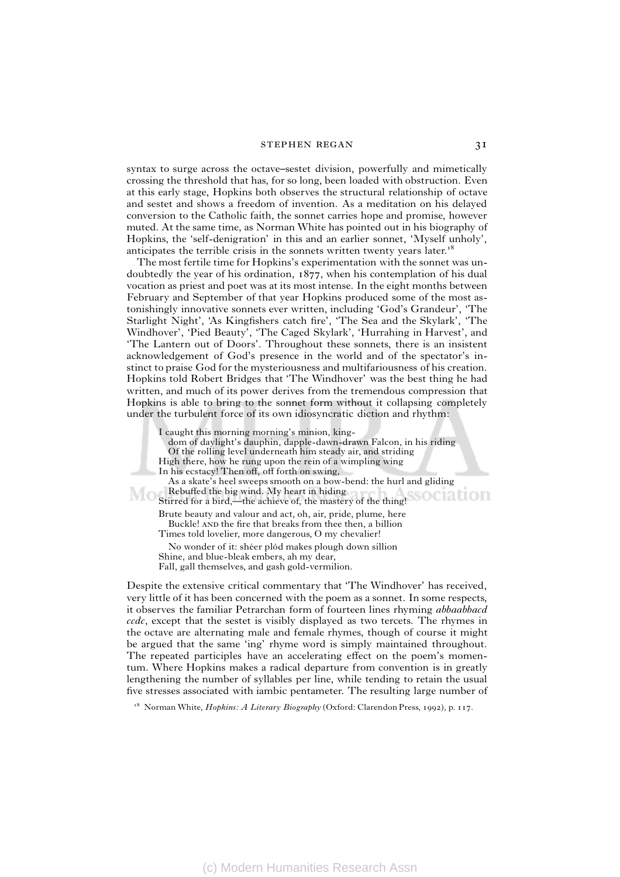syntax to surge across the octave–sestet division, powerfully and mimetically crossing the threshold that has, for so long, been loaded with obstruction. Even at this early stage, Hopkins both observes the structural relationship of octave and sestet and shows a freedom of invention. As a meditation on his delayed conversion to the Catholic faith, the sonnet carries hope and promise, however muted. At the same time, as Norman White has pointed out in his biography of Hopkins, the 'self-denigration' in this and an earlier sonnet, 'Myself unholy', anticipates the terrible crisis in the sonnets written twenty years later.[18]

The most fertile time for Hopkins's experimentation with the sonnet was undoubtedly the year of his ordination, 1877, when his contemplation of his dual vocation as priest and poet was at its most intense. In the eight months between February and September of that year Hopkins produced some of the most astonishingly innovative sonnets ever written, including 'God's Grandeur', 'The Starlight Night', 'As Kingfishers catch fire', 'The Sea and the Skylark', 'The Windhover', 'Pied Beauty', 'The Caged Skylark', 'Hurrahing in Harvest', and 'The Lantern out of Doors'. Throughout these sonnets, there is an insistent acknowledgement of God's presence in the world and of the spectator's instinct to praise God for the mysteriousness and multifariousness of his creation. Hopkins told Robert Bridges that 'The Windhover' was the best thing he had written, and much of its power derives from the tremendous compression that Hopkins is able to bring to the sonnet form without it collapsing completely under the turbulent force of its own idiosyncratic diction and rhythm:

> I caught this morning morning's minion, king-
>   dom of daylight's dauphin, dapple-dawn-drawn Falcon, in his riding
>   Of the rolling level underneath him steady air, and striding
> High there, how he rung upon the rein of a wimpling wing
> In his ecstacy! Then off, off forth on swing,
>   As a skate's heel sweeps smooth on a bow-bend: the hurl and gliding
>   Rebuffed the big wind. My heart in hiding
> Stirred for a bird,—the achieve of, the mastery of the thing!
>
> Brute beauty and valour and act, oh, air, pride, plume, here
>   Buckle! AND the fire that breaks from thee then, a billion
> Times told lovelier, more dangerous, O my chevalier!
>
>   No wonder of it: shéer plód makes plough down sillion
> Shine, and blue-bleak embers, ah my dear,
> Fall, gall themselves, and gash gold-vermilion.

Despite the extensive critical commentary that 'The Windhover' has received, very little of it has been concerned with the poem as a sonnet. In some respects, it observes the familiar Petrarchan form of fourteen lines rhyming *abbaabbacd ccdc*, except that the sestet is visibly displayed as two tercets. The rhymes in the octave are alternating male and female rhymes, though of course it might be argued that the same 'ing' rhyme word is simply maintained throughout. The repeated participles have an accelerating effect on the poem's momentum. Where Hopkins makes a radical departure from convention is in greatly lengthening the number of syllables per line, while tending to retain the usual five stresses associated with iambic pentameter. The resulting large number of

[18] Norman White, *Hopkins: A Literary Biography* (Oxford: Clarendon Press, 1992), p. 117.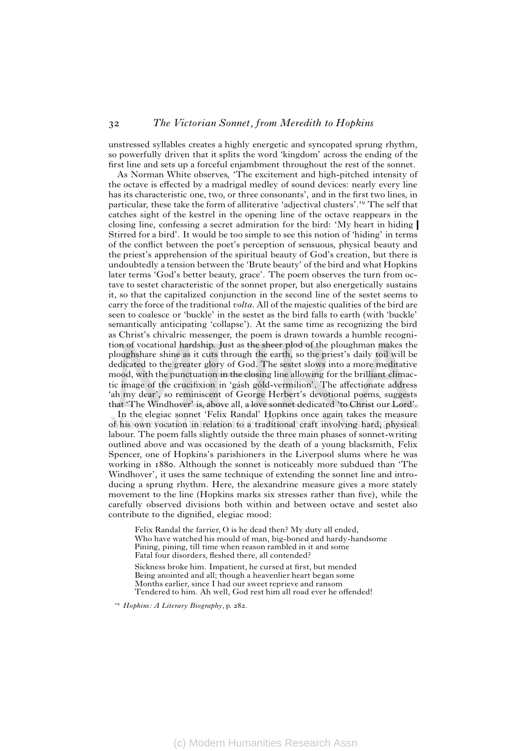unstressed syllables creates a highly energetic and syncopated sprung rhythm, so powerfully driven that it splits the word 'kingdom' across the ending of the first line and sets up a forceful enjambment throughout the rest of the sonnet.

As Norman White observes, 'The excitement and high-pitched intensity of the octave is effected by a madrigal medley of sound devices: nearly every line has its characteristic one, two, or three consonants', and in the first two lines, in particular, these take the form of alliterative 'adjectival clusters'.[19] The self that catches sight of the kestrel in the opening line of the octave reappears in the closing line, confessing a secret admiration for the bird: 'My heart in hiding | Stirred for a bird'. It would be too simple to see this notion of 'hiding' in terms of the conflict between the poet's perception of sensuous, physical beauty and the priest's apprehension of the spiritual beauty of God's creation, but there is undoubtedly a tension between the 'Brute beauty' of the bird and what Hopkins later terms 'God's better beauty, grace'. The poem observes the turn from octave to sestet characteristic of the sonnet proper, but also energetically sustains it, so that the capitalized conjunction in the second line of the sestet seems to carry the force of the traditional *volta*. All of the majestic qualities of the bird are seen to coalesce or 'buckle' in the sestet as the bird falls to earth (with 'buckle' semantically anticipating 'collapse'). At the same time as recognizing the bird as Christ's chivalric messenger, the poem is drawn towards a humble recognition of vocational hardship. Just as the sheer plod of the ploughman makes the ploughshare shine as it cuts through the earth, so the priest's daily toil will be dedicated to the greater glory of God. The sestet slows into a more meditative mood, with the punctuation in the closing line allowing for the brilliant climactic image of the crucifixion in 'gásh góld-vermílion'. The affectionate address 'ah my dear', so reminiscent of George Herbert's devotional poems, suggests that 'The Windhover' is, above all, a love sonnet dedicated 'to Christ our Lord'.

In the elegiac sonnet 'Felix Randal' Hopkins once again takes the measure of his own vocation in relation to a traditional craft involving hard, physical labour. The poem falls slightly outside the three main phases of sonnet-writing outlined above and was occasioned by the death of a young blacksmith, Felix Spencer, one of Hopkins's parishioners in the Liverpool slums where he was working in 1880. Although the sonnet is noticeably more subdued than 'The Windhover', it uses the same technique of extending the sonnet line and introducing a sprung rhythm. Here, the alexandrine measure gives a more stately movement to the line (Hopkins marks six stresses rather than five), while the carefully observed divisions both within and between octave and sestet also contribute to the dignified, elegiac mood:

> Felix Randal the farrier, O is he dead then? My duty all ended,
> Who have watched his mould of man, big-boned and hardy-handsome
> Pining, pining, till time when reason rambled in it and some
> Fatal four disorders, fleshed there, all contended?
>
> Sickness broke him. Impatient, he cursed at first, but mended
> Being anointed and all; though a heavenlier heart began some
> Months earlier, since I had our sweet reprieve and ransom
> Tendered to him. Ah well, God rest him all road ever he offended!

[19] *Hopkins: A Literary Biography*, p. 282.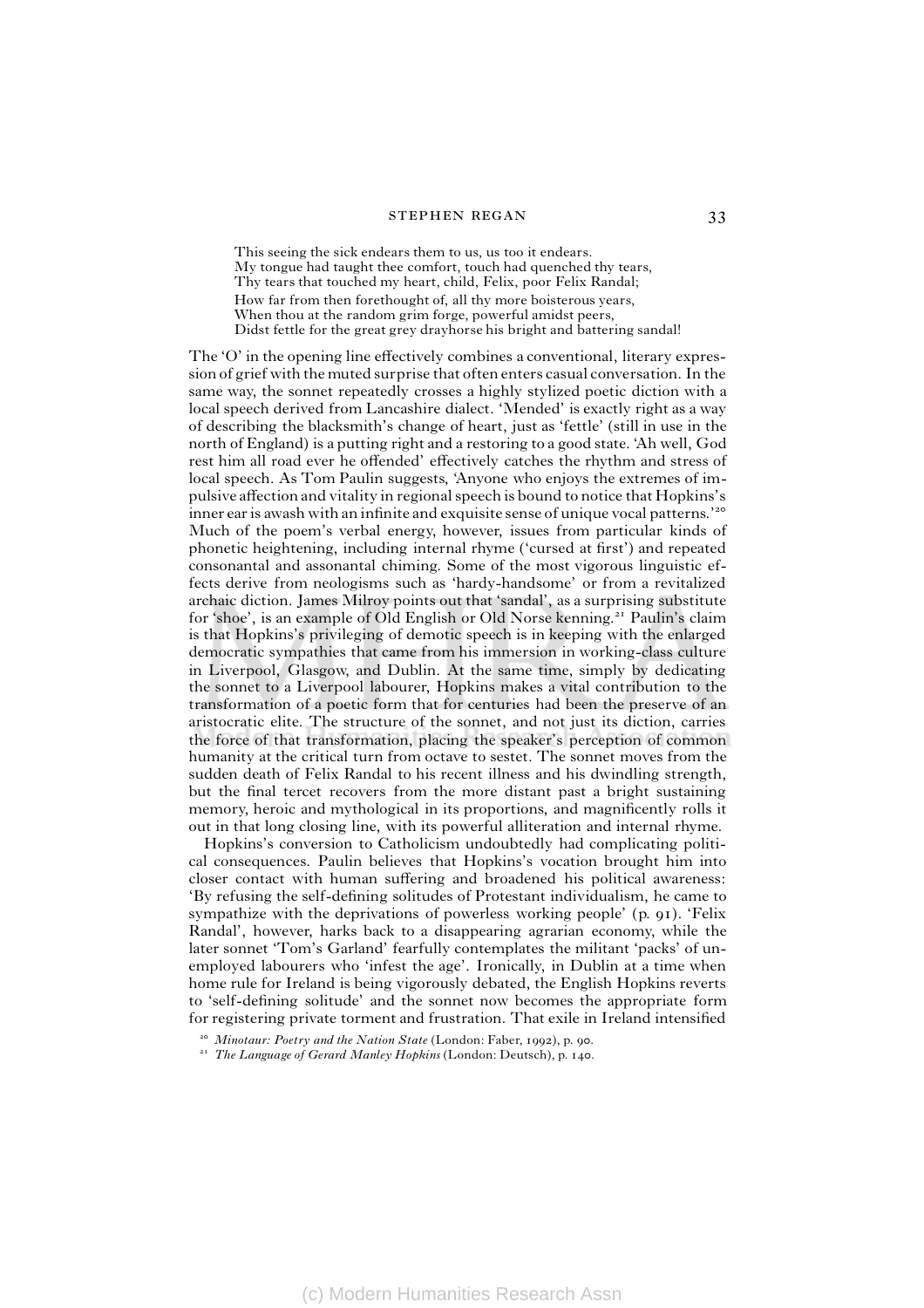This seeing the sick endears them to us, us too it endears.  
My tongue had taught thee comfort, touch had quenched thy tears,  
Thy tears that touched my heart, child, Felix, poor Felix Randal;  
How far from then forethought of, all thy more boisterous years,  
When thou at the random grim forge, powerful amidst peers,  
Didst fettle for the great grey drayhorse his bright and battering sandal!

The 'O' in the opening line effectively combines a conventional, literary expression of grief with the muted surprise that often enters casual conversation. In the same way, the sonnet repeatedly crosses a highly stylized poetic diction with a local speech derived from Lancashire dialect. 'Mended' is exactly right as a way of describing the blacksmith's change of heart, just as 'fettle' (still in use in the north of England) is a putting right and a restoring to a good state. 'Ah well, God rest him all road ever he offended' effectively catches the rhythm and stress of local speech. As Tom Paulin suggests, 'Anyone who enjoys the extremes of impulsive affection and vitality in regional speech is bound to notice that Hopkins's inner ear is awash with an infinite and exquisite sense of unique vocal patterns.'[20] Much of the poem's verbal energy, however, issues from particular kinds of phonetic heightening, including internal rhyme ('cursed at first') and repeated consonantal and assonantal chiming. Some of the most vigorous linguistic effects derive from neologisms such as 'hardy-handsome' or from a revitalized archaic diction. James Milroy points out that 'sandal', as a surprising substitute for 'shoe', is an example of Old English or Old Norse kenning.[21] Paulin's claim is that Hopkins's privileging of demotic speech is in keeping with the enlarged democratic sympathies that came from his immersion in working-class culture in Liverpool, Glasgow, and Dublin. At the same time, simply by dedicating the sonnet to a Liverpool labourer, Hopkins makes a vital contribution to the transformation of a poetic form that for centuries had been the preserve of an aristocratic elite. The structure of the sonnet, and not just its diction, carries the force of that transformation, placing the speaker's perception of common humanity at the critical turn from octave to sestet. The sonnet moves from the sudden death of Felix Randal to his recent illness and his dwindling strength, but the final tercet recovers from the more distant past a bright sustaining memory, heroic and mythological in its proportions, and magnificently rolls it out in that long closing line, with its powerful alliteration and internal rhyme.

Hopkins's conversion to Catholicism undoubtedly had complicating political consequences. Paulin believes that Hopkins's vocation brought him into closer contact with human suffering and broadened his political awareness: 'By refusing the self-defining solitudes of Protestant individualism, he came to sympathize with the deprivations of powerless working people' (p. 91). 'Felix Randal', however, harks back to a disappearing agrarian economy, while the later sonnet 'Tom's Garland' fearfully contemplates the militant 'packs' of unemployed labourers who 'infest the age'. Ironically, in Dublin at a time when home rule for Ireland is being vigorously debated, the English Hopkins reverts to 'self-defining solitude' and the sonnet now becomes the appropriate form for registering private torment and frustration. That exile in Ireland intensified

[20] *Minotaur: Poetry and the Nation State* (London: Faber, 1992), p. 90.

[21] *The Language of Gerard Manley Hopkins* (London: Deutsch), p. 140.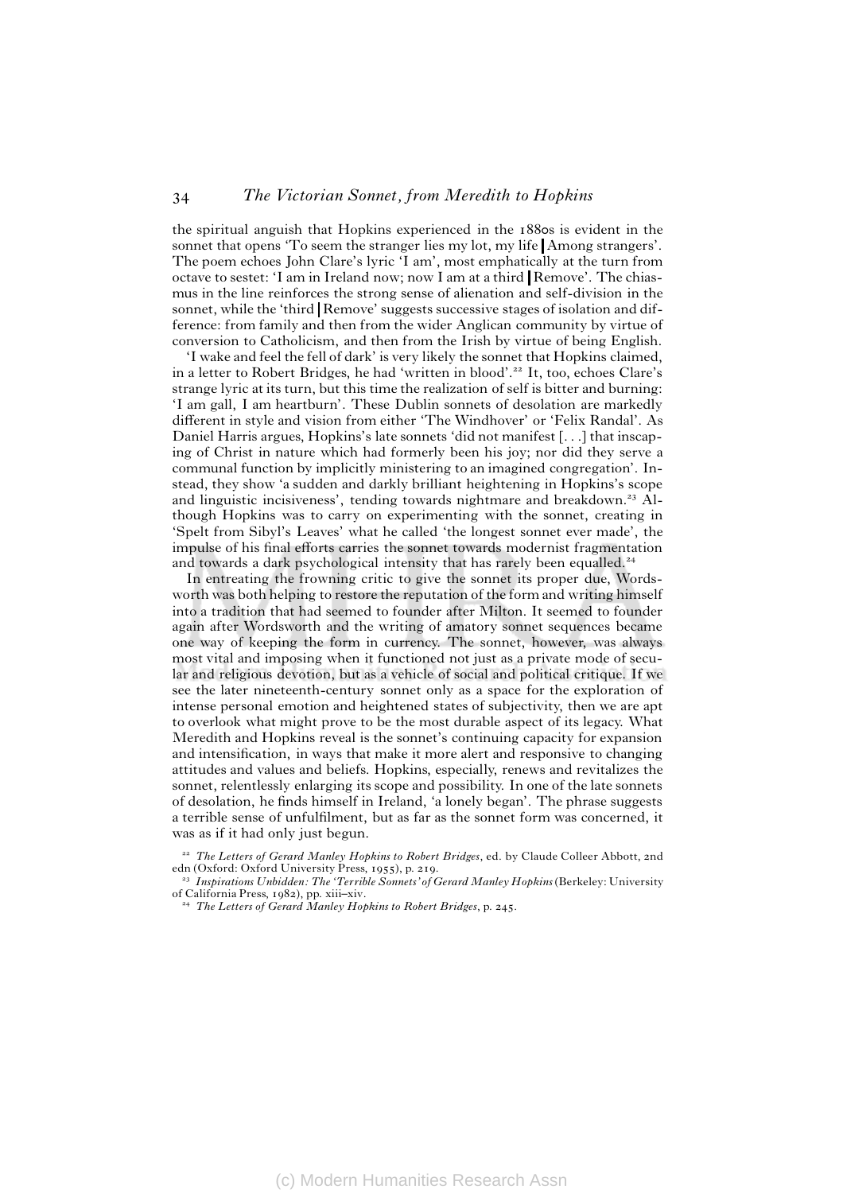the spiritual anguish that Hopkins experienced in the 1880s is evident in the sonnet that opens 'To seem the stranger lies my lot, my life | Among strangers'. The poem echoes John Clare's lyric 'I am', most emphatically at the turn from octave to sestet: 'I am in Ireland now; now I am at a third | Remove'. The chiasmus in the line reinforces the strong sense of alienation and self-division in the sonnet, while the 'third | Remove' suggests successive stages of isolation and difference: from family and then from the wider Anglican community by virtue of conversion to Catholicism, and then from the Irish by virtue of being English.

'I wake and feel the fell of dark' is very likely the sonnet that Hopkins claimed, in a letter to Robert Bridges, he had 'written in blood'.[22] It, too, echoes Clare's strange lyric at its turn, but this time the realization of self is bitter and burning: 'I am gall, I am heartburn'. These Dublin sonnets of desolation are markedly different in style and vision from either 'The Windhover' or 'Felix Randal'. As Daniel Harris argues, Hopkins's late sonnets 'did not manifest [. . .] that inscaping of Christ in nature which had formerly been his joy; nor did they serve a communal function by implicitly ministering to an imagined congregation'. Instead, they show 'a sudden and darkly brilliant heightening in Hopkins's scope and linguistic incisiveness', tending towards nightmare and breakdown.[23] Although Hopkins was to carry on experimenting with the sonnet, creating in 'Spelt from Sibyl's Leaves' what he called 'the longest sonnet ever made', the impulse of his final efforts carries the sonnet towards modernist fragmentation and towards a dark psychological intensity that has rarely been equalled.[24]

In entreating the frowning critic to give the sonnet its proper due, Wordsworth was both helping to restore the reputation of the form and writing himself into a tradition that had seemed to founder after Milton. It seemed to founder again after Wordsworth and the writing of amatory sonnet sequences became one way of keeping the form in currency. The sonnet, however, was always most vital and imposing when it functioned not just as a private mode of secular and religious devotion, but as a vehicle of social and political critique. If we see the later nineteenth-century sonnet only as a space for the exploration of intense personal emotion and heightened states of subjectivity, then we are apt to overlook what might prove to be the most durable aspect of its legacy. What Meredith and Hopkins reveal is the sonnet's continuing capacity for expansion and intensification, in ways that make it more alert and responsive to changing attitudes and values and beliefs. Hopkins, especially, renews and revitalizes the sonnet, relentlessly enlarging its scope and possibility. In one of the late sonnets of desolation, he finds himself in Ireland, 'a lonely began'. The phrase suggests a terrible sense of unfulfilment, but as far as the sonnet form was concerned, it was as if it had only just begun.

[22] *The Letters of Gerard Manley Hopkins to Robert Bridges*, ed. by Claude Colleer Abbott, 2nd edn (Oxford: Oxford University Press, 1955), p. 219.

[23] *Inspirations Unbidden: The 'Terrible Sonnets' of Gerard Manley Hopkins* (Berkeley: University of California Press, 1982), pp. xiii–xiv.

[24] *The Letters of Gerard Manley Hopkins to Robert Bridges*, p. 245.